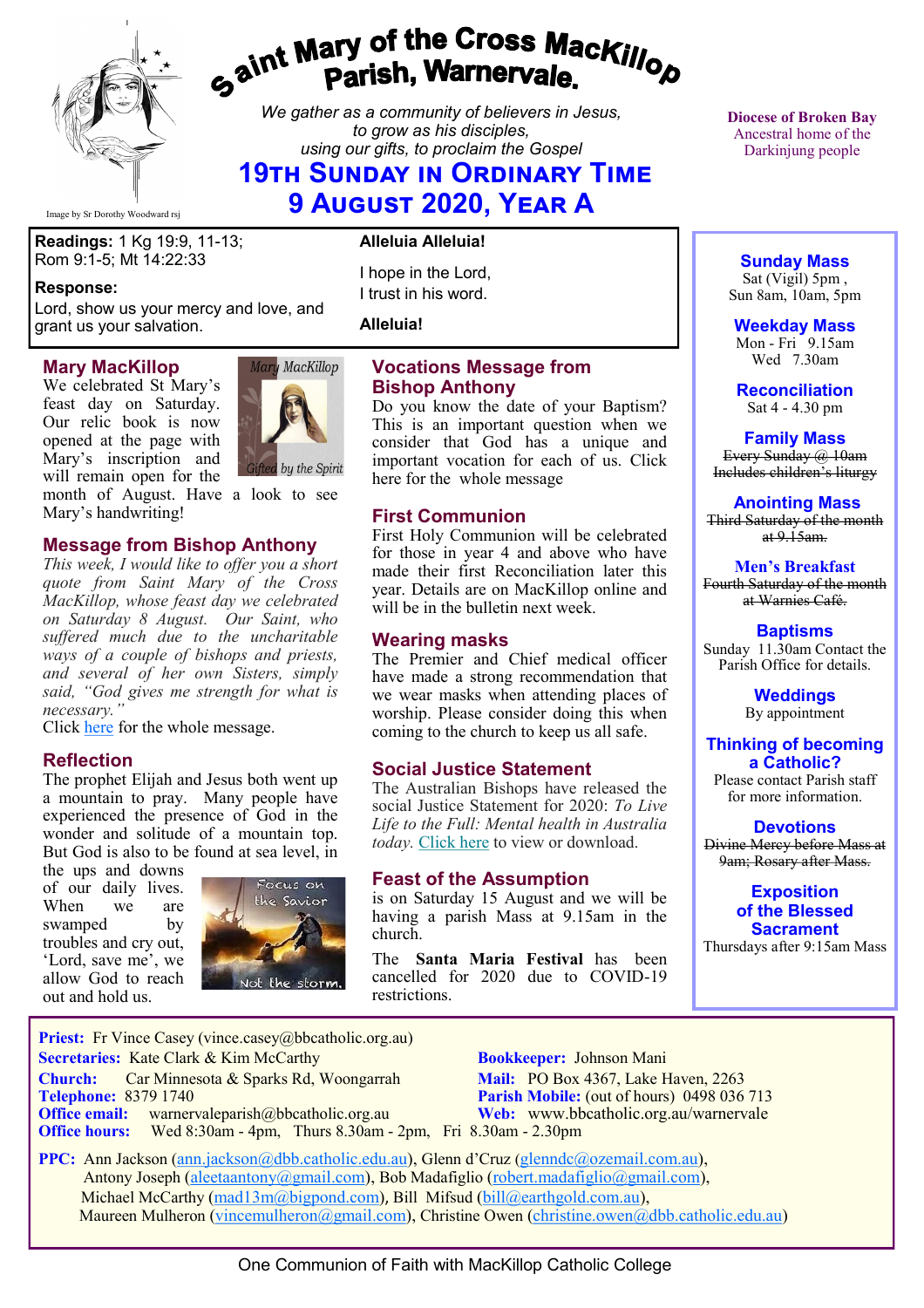# Saint Mary of the Cross MacKillop Parish, Warnervale.

Image by Sr Dorothy Woodward rsj

*We gather as a community of believers in Jesus, to grow as his disciples, using our gifts, to proclaim the Gospel*

## 19th Sunday in Ordinary Time
## 9 August 2020, Year A

Diocese of Broken Bay
Ancestral home of the Darkinjung people

**Readings:** 1 Kg 19:9, 11-13; Rom 9:1-5; Mt 14:22:33

**Response:**
Lord, show us your mercy and love, and grant us your salvation.

**Alleluia Alleluia!**

I hope in the Lord,
I trust in his word.

**Alleluia!**

### Mary MacKillop

We celebrated St Mary's feast day on Saturday. Our relic book is now opened at the page with Mary's inscription and will remain open for the month of August. Have a look to see Mary's handwriting!

Mary MacKillop — Gifted by the Spirit

### Message from Bishop Anthony

*This week, I would like to offer you a short quote from Saint Mary of the Cross MacKillop, whose feast day we celebrated on Saturday 8 August. Our Saint, who suffered much due to the uncharitable ways of a couple of bishops and priests, and several of her own Sisters, simply said, "God gives me strength for what is necessary."*

Click here for the whole message.

### Reflection

The prophet Elijah and Jesus both went up a mountain to pray. Many people have experienced the presence of God in the wonder and solitude of a mountain top. But God is also to be found at sea level, in the ups and downs of our daily lives. When we are swamped by troubles and cry out, 'Lord, save me', we allow God to reach out and hold us.

Focus on the Savior — Not the storm.

### Vocations Message from Bishop Anthony

Do you know the date of your Baptism? This is an important question when we consider that God has a unique and important vocation for each of us. Click here for the whole message

### First Communion

First Holy Communion will be celebrated for those in year 4 and above who have made their first Reconciliation later this year. Details are on MacKillop online and will be in the bulletin next week.

### Wearing masks

The Premier and Chief medical officer have made a strong recommendation that we wear masks when attending places of worship. Please consider doing this when coming to the church to keep us all safe.

### Social Justice Statement

The Australian Bishops have released the social Justice Statement for 2020: *To Live Life to the Full: Mental health in Australia today.* Click here to view or download.

### Feast of the Assumption

is on Saturday 15 August and we will be having a parish Mass at 9.15am in the church.

The **Santa Maria Festival** has been cancelled for 2020 due to COVID-19 restrictions.

### Sunday Mass
Sat (Vigil) 5pm ,
Sun 8am, 10am, 5pm

### Weekday Mass
Mon - Fri 9.15am
Wed 7.30am

### Reconciliation
Sat 4 - 4.30 pm

### Family Mass
~~Every Sunday @ 10am Includes children's liturgy~~

### Anointing Mass
~~Third Saturday of the month at 9.15am.~~

### Men's Breakfast
~~Fourth Saturday of the month at Warnies Café.~~

### Baptisms
Sunday 11.30am Contact the Parish Office for details.

### Weddings
By appointment

### Thinking of becoming a Catholic?
Please contact Parish staff for more information.

### Devotions
~~Divine Mercy before Mass at 9am; Rosary after Mass.~~

### Exposition of the Blessed Sacrament
Thursdays after 9:15am Mass

**Priest:** Fr Vince Casey (vince.casey@bbcatholic.org.au)
**Secretaries:** Kate Clark & Kim McCarthy
**Bookkeeper:** Johnson Mani
**Church:** Car Minnesota & Sparks Rd, Woongarrah
**Mail:** PO Box 4367, Lake Haven, 2263
**Telephone:** 8379 1740
**Parish Mobile:** (out of hours) 0498 036 713
**Office email:** warnervaleparish@bbcatholic.org.au
**Web:** www.bbcatholic.org.au/warnervale
**Office hours:** Wed 8:30am - 4pm, Thurs 8.30am - 2pm, Fri 8.30am - 2.30pm

**PPC:** Ann Jackson (ann.jackson@dbb.catholic.edu.au), Glenn d'Cruz (glenndc@ozemail.com.au), Antony Joseph (aleetaantony@gmail.com), Bob Madafiglio (robert.madafiglio@gmail.com), Michael McCarthy (mad13m@bigpond.com), Bill Mifsud (bill@earthgold.com.au), Maureen Mulheron (vincemulheron@gmail.com), Christine Owen (christine.owen@dbb.catholic.edu.au)

One Communion of Faith with MacKillop Catholic College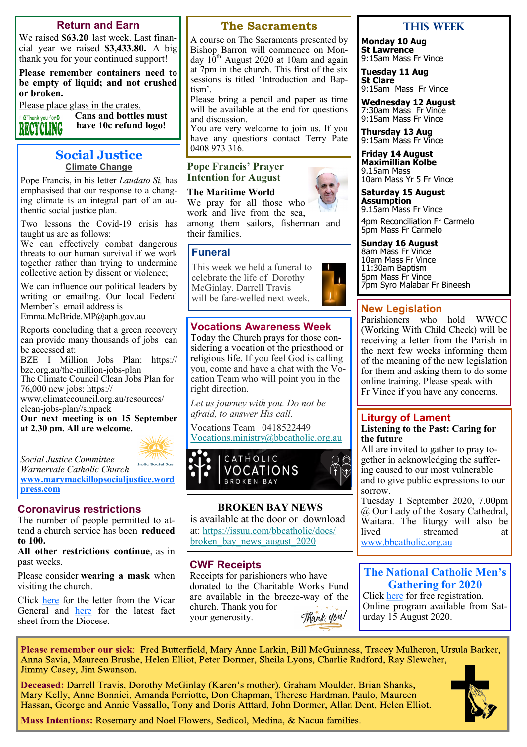## Return and Earn

We raised **$63.20** last week. Last financial year we raised **$3,433.80.** A big thank you for your continued support!

**Please remember containers need to be empty of liquid; and not crushed or broken.**

Please place glass in the crates.

**Cans and bottles must have 10c refund logo!**

## Social Justice

### Climate Change

Pope Francis, in his letter *Laudato Si,* has emphasised that our response to a changing climate is an integral part of an authentic social justice plan.

Two lessons the Covid-19 crisis has taught us are as follows:

We can effectively combat dangerous threats to our human survival if we work together rather than trying to undermine collective action by dissent or violence;

We can influence our political leaders by writing or emailing. Our local Federal Member's email address is Emma.McBride.MP@aph.gov.au

Reports concluding that a green recovery can provide many thousands of jobs can be accessed at:

BZE I Million Jobs Plan: https://bze.org.au/the-million-jobs-plan

The Climate Council Clean Jobs Plan for 76,000 new jobs: https://www.climatecouncil.org.au/resources/clean-jobs-plan//smpack

**Our next meeting is on 15 September at 2.30 pm. All are welcome.**

*Social Justice Committee*
*Warnervale Catholic Church*
**www.marymackillopsocialjustice.wordpress.com**

## Coronavirus restrictions

The number of people permitted to attend a church service has been **reduced to 100.**

**All other restrictions continue**, as in past weeks.

Please consider **wearing a mask** when visiting the church.

Click here for the letter from the Vicar General and here for the latest fact sheet from the Diocese.

## The Sacraments

A course on The Sacraments presented by Bishop Barron will commence on Monday 10th August 2020 at 10am and again at 7pm in the church. This first of the six sessions is titled 'Introduction and Baptism'.

Please bring a pencil and paper as time will be available at the end for questions and discussion.

You are very welcome to join us. If you have any questions contact Terry Pate 0408 973 316.

## Pope Francis' Prayer Intention for August

**The Maritime World**

We pray for all those who work and live from the sea, among them sailors, fisherman and their families.

## Funeral

This week we held a funeral to celebrate the life of Dorothy McGinlay. Darrell Travis will be fare-welled next week.

## Vocations Awareness Week

Today the Church prays for those considering a vocation ot the priesthood or religious life. If you feel God is calling you, come and have a chat with the Vocation Team who will point you in the right direction.

*Let us journey with you. Do not be afraid, to answer His call.*

Vocations Team 0418522449
Vocations.ministry@bbcatholic.org.au

CATHOLIC VOCATIONS BROKEN BAY

## BROKEN BAY NEWS

is available at the door or download at: https://issuu.com/bbcatholic/docs/broken_bay_news_august_2020

## CWF Receipts

Receipts for parishioners who have donated to the Charitable Works Fund are available in the breeze-way of the church. Thank you for your generosity.

## THIS WEEK

**Monday 10 Aug**
**St Lawrence**
9:15am Mass Fr Vince

**Tuesday 11 Aug**
**St Clare**
9:15am Mass Fr Vince

**Wednesday 12 August**
7:30am Mass Fr Vince
9:15am Mass Fr Vince

**Thursday 13 Aug**
9:15am Mass Fr Vince

**Friday 14 August**
**Maximillian Kolbe**
9.15am Mass
10am Mass Yr 5 Fr Vince

**Saturday 15 August**
**Assumption**
9.15am Mass Fr Vince

4pm Reconciliation Fr Carmelo
5pm Mass Fr Carmelo

**Sunday 16 August**
8am Mass Fr Vince
10am Mass Fr Vince
11:30am Baptism
5pm Mass Fr Vince
7pm Syro Malabar Fr Bineesh

## New Legislation

Parishioners who hold WWCC (Working With Child Check) will be receiving a letter from the Parish in the next few weeks informing them of the meaning of the new legislation for them and asking them to do some online training. Please speak with Fr Vince if you have any concerns.

## Liturgy of Lament

**Listening to the Past: Caring for the future**

All are invited to gather to pray together in acknowledging the suffering caused to our most vulnerable and to give public expressions to our sorrow.

Tuesday 1 September 2020, 7.00pm @ Our Lady of the Rosary Cathedral, Waitara. The liturgy will also be lived streamed at www.bbcatholic.org.au

## The National Catholic Men's Gathering for 2020

Click here for free registration.
Online program available from Saturday 15 August 2020.

**Please remember our sick**: Fred Butterfield, Mary Anne Larkin, Bill McGuinness, Tracey Mulheron, Ursula Barker, Anna Savia, Maureen Brushe, Helen Elliot, Peter Dormer, Sheila Lyons, Charlie Radford, Ray Slewcher, Jimmy Casey, Jim Swanson.

**Deceased:** Darrell Travis, Dorothy McGinlay (Karen's mother), Graham Moulder, Brian Shanks, Mary Kelly, Anne Bonnici, Amanda Perriotte, Don Chapman, Therese Hardman, Paulo, Maureen Hassan, George and Annie Vassallo, Tony and Doris Attard, John Dormer, Allan Dent, Helen Elliot.

**Mass Intentions:** Rosemary and Noel Flowers, Sedicol, Medina, & Nacua families.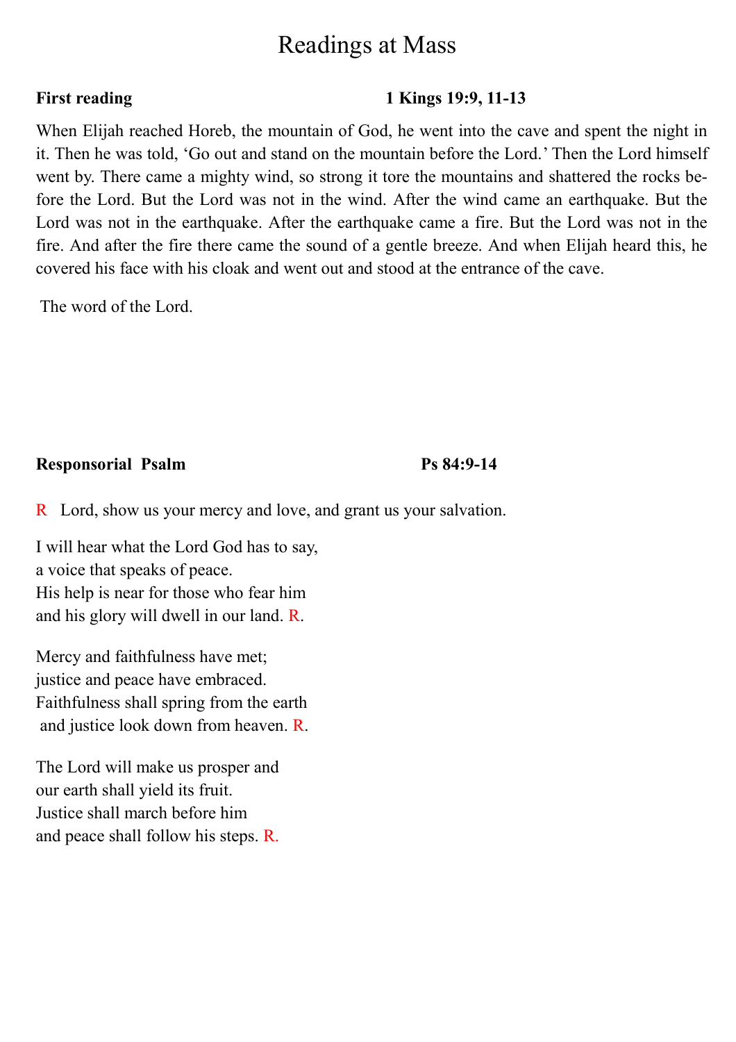# Readings at Mass

**First reading** **1 Kings 19:9, 11-13**

When Elijah reached Horeb, the mountain of God, he went into the cave and spent the night in it. Then he was told, 'Go out and stand on the mountain before the Lord.' Then the Lord himself went by. There came a mighty wind, so strong it tore the mountains and shattered the rocks before the Lord. But the Lord was not in the wind. After the wind came an earthquake. But the Lord was not in the earthquake. After the earthquake came a fire. But the Lord was not in the fire. And after the fire there came the sound of a gentle breeze. And when Elijah heard this, he covered his face with his cloak and went out and stood at the entrance of the cave.

The word of the Lord.

**Responsorial Psalm** **Ps 84:9-14**

R Lord, show us your mercy and love, and grant us your salvation.

I will hear what the Lord God has to say,
a voice that speaks of peace.
His help is near for those who fear him
and his glory will dwell in our land. R.

Mercy and faithfulness have met;
justice and peace have embraced.
Faithfulness shall spring from the earth
and justice look down from heaven. R.

The Lord will make us prosper and
our earth shall yield its fruit.
Justice shall march before him
and peace shall follow his steps. R.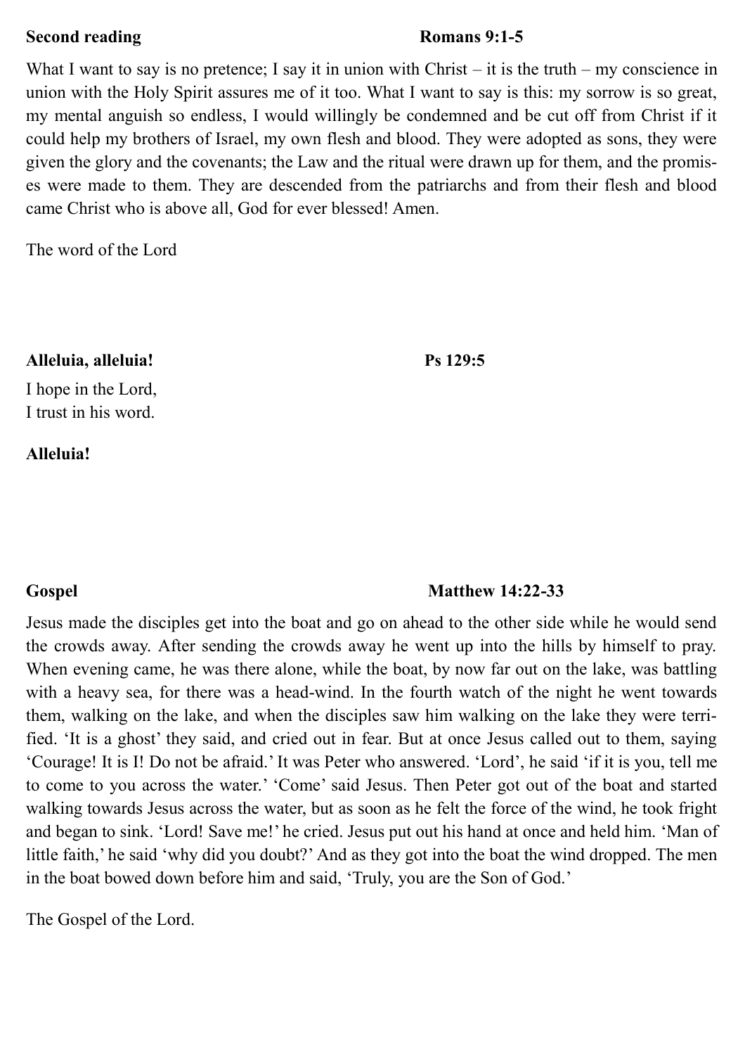**Second reading** **Romans 9:1-5**

What I want to say is no pretence; I say it in union with Christ – it is the truth – my conscience in union with the Holy Spirit assures me of it too. What I want to say is this: my sorrow is so great, my mental anguish so endless, I would willingly be condemned and be cut off from Christ if it could help my brothers of Israel, my own flesh and blood. They were adopted as sons, they were given the glory and the covenants; the Law and the ritual were drawn up for them, and the promises were made to them. They are descended from the patriarchs and from their flesh and blood came Christ who is above all, God for ever blessed! Amen.

The word of the Lord

**Alleluia, alleluia!** **Ps 129:5**

I hope in the Lord,
I trust in his word.

**Alleluia!**

**Gospel** **Matthew 14:22-33**

Jesus made the disciples get into the boat and go on ahead to the other side while he would send the crowds away. After sending the crowds away he went up into the hills by himself to pray. When evening came, he was there alone, while the boat, by now far out on the lake, was battling with a heavy sea, for there was a head-wind. In the fourth watch of the night he went towards them, walking on the lake, and when the disciples saw him walking on the lake they were terrified. 'It is a ghost' they said, and cried out in fear. But at once Jesus called out to them, saying 'Courage! It is I! Do not be afraid.' It was Peter who answered. 'Lord', he said 'if it is you, tell me to come to you across the water.' 'Come' said Jesus. Then Peter got out of the boat and started walking towards Jesus across the water, but as soon as he felt the force of the wind, he took fright and began to sink. 'Lord! Save me!' he cried. Jesus put out his hand at once and held him. 'Man of little faith,' he said 'why did you doubt?' And as they got into the boat the wind dropped. The men in the boat bowed down before him and said, 'Truly, you are the Son of God.'

The Gospel of the Lord.